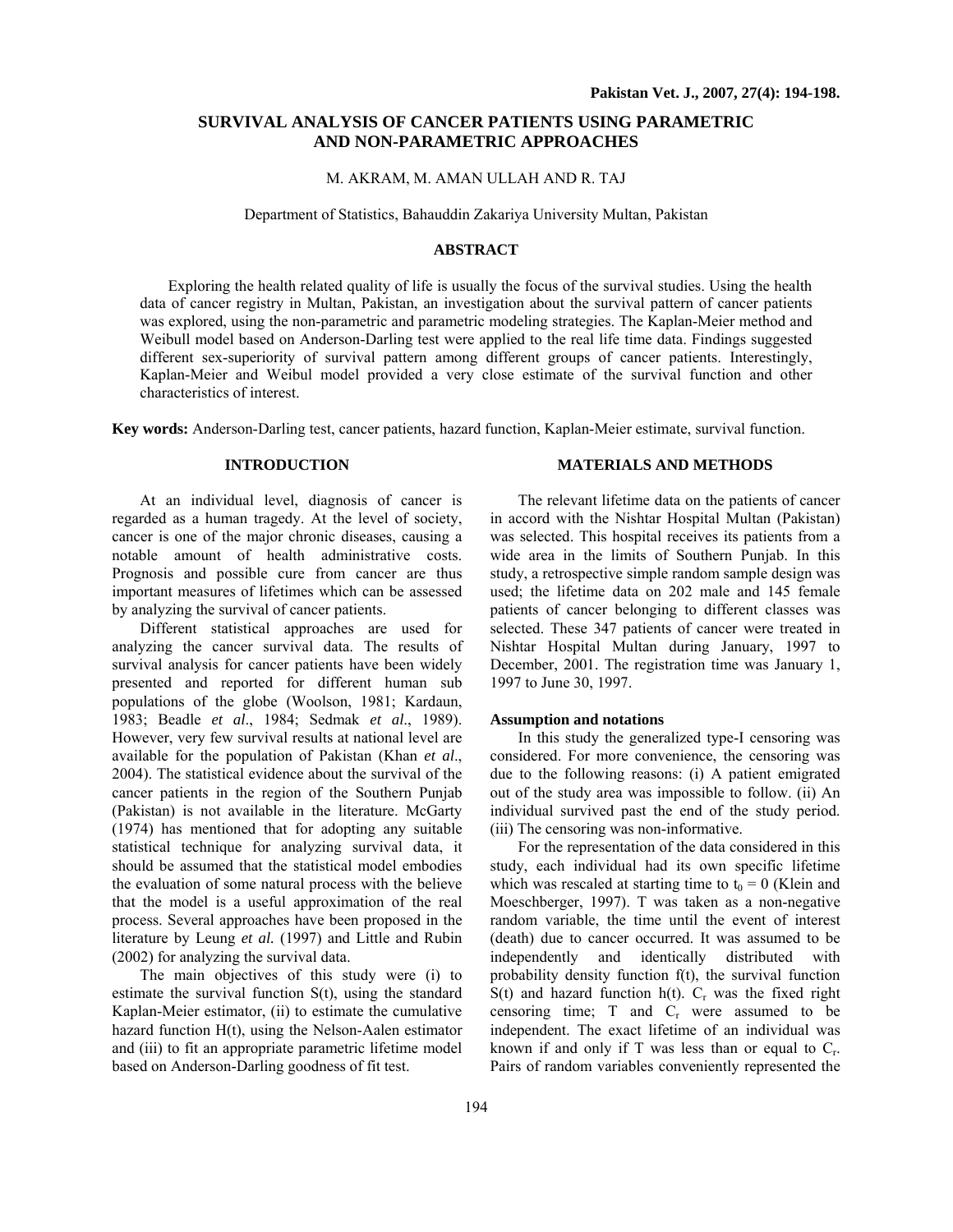# SURVIVAL ANALYSIS OF CANCER PATIENTS USING PARAMETRIC AND NON-PARAMETRIC APPROACHES

M. AKRAM, M. AMAN ULLAH AND R. TAJ

Department of Statistics, Bahauddin Zakariya University Multan, Pakistan

## ABSTRACT

Exploring the health related quality of life is usually the focus of the survival studies. Using the health data of cancer registry in Multan, Pakistan, an investigation about the survival pattern of cancer patients was explored, using the non-parametric and parametric modeling strategies. The Kaplan-Meier method and Weibull model based on Anderson-Darling test were applied to the real life time data. Findings suggested different sex-superiority of survival pattern among different groups of cancer patients. Interestingly, Kaplan-Meier and Weibul model provided a very close estimate of the survival function and other characteristics of interest.

**Key words:** Anderson-Darling test, cancer patients, hazard function, Kaplan-Meier estimate, survival function.

## INTRODUCTION

At an individual level, diagnosis of cancer is regarded as a human tragedy. At the level of society, cancer is one of the major chronic diseases, causing a notable amount of health administrative costs. Prognosis and possible cure from cancer are thus important measures of lifetimes which can be assessed by analyzing the survival of cancer patients.

Different statistical approaches are used for analyzing the cancer survival data. The results of survival analysis for cancer patients have been widely presented and reported for different human sub populations of the globe (Woolson, 1981; Kardaun, 1983; Beadle *et al*., 1984; Sedmak *et al*., 1989). However, very few survival results at national level are available for the population of Pakistan (Khan *et al*., 2004). The statistical evidence about the survival of the cancer patients in the region of the Southern Punjab (Pakistan) is not available in the literature. McGarty (1974) has mentioned that for adopting any suitable statistical technique for analyzing survival data, it should be assumed that the statistical model embodies the evaluation of some natural process with the believe that the model is a useful approximation of the real process. Several approaches have been proposed in the literature by Leung *et al.* (1997) and Little and Rubin (2002) for analyzing the survival data.

The main objectives of this study were (i) to estimate the survival function S(t), using the standard Kaplan-Meier estimator, (ii) to estimate the cumulative hazard function H(t), using the Nelson-Aalen estimator and (iii) to fit an appropriate parametric lifetime model based on Anderson-Darling goodness of fit test.

## MATERIALS AND METHODS

The relevant lifetime data on the patients of cancer in accord with the Nishtar Hospital Multan (Pakistan) was selected. This hospital receives its patients from a wide area in the limits of Southern Punjab. In this study, a retrospective simple random sample design was used; the lifetime data on 202 male and 145 female patients of cancer belonging to different classes was selected. These 347 patients of cancer were treated in Nishtar Hospital Multan during January, 1997 to December, 2001. The registration time was January 1, 1997 to June 30, 1997.

### Assumption and notations

In this study the generalized type-I censoring was considered. For more convenience, the censoring was due to the following reasons: (i) A patient emigrated out of the study area was impossible to follow. (ii) An individual survived past the end of the study period. (iii) The censoring was non-informative.

For the representation of the data considered in this study, each individual had its own specific lifetime which was rescaled at starting time to $t_0 = 0$ (Klein and Moeschberger, 1997). T was taken as a non-negative random variable, the time until the event of interest (death) due to cancer occurred. It was assumed to be independently and identically distributed with probability density function f(t), the survival function S(t) and hazard function h(t). $C_r$ was the fixed right censoring time; T and $C_r$ were assumed to be independent. The exact lifetime of an individual was known if and only if T was less than or equal to $C_r$. Pairs of random variables conveniently represented the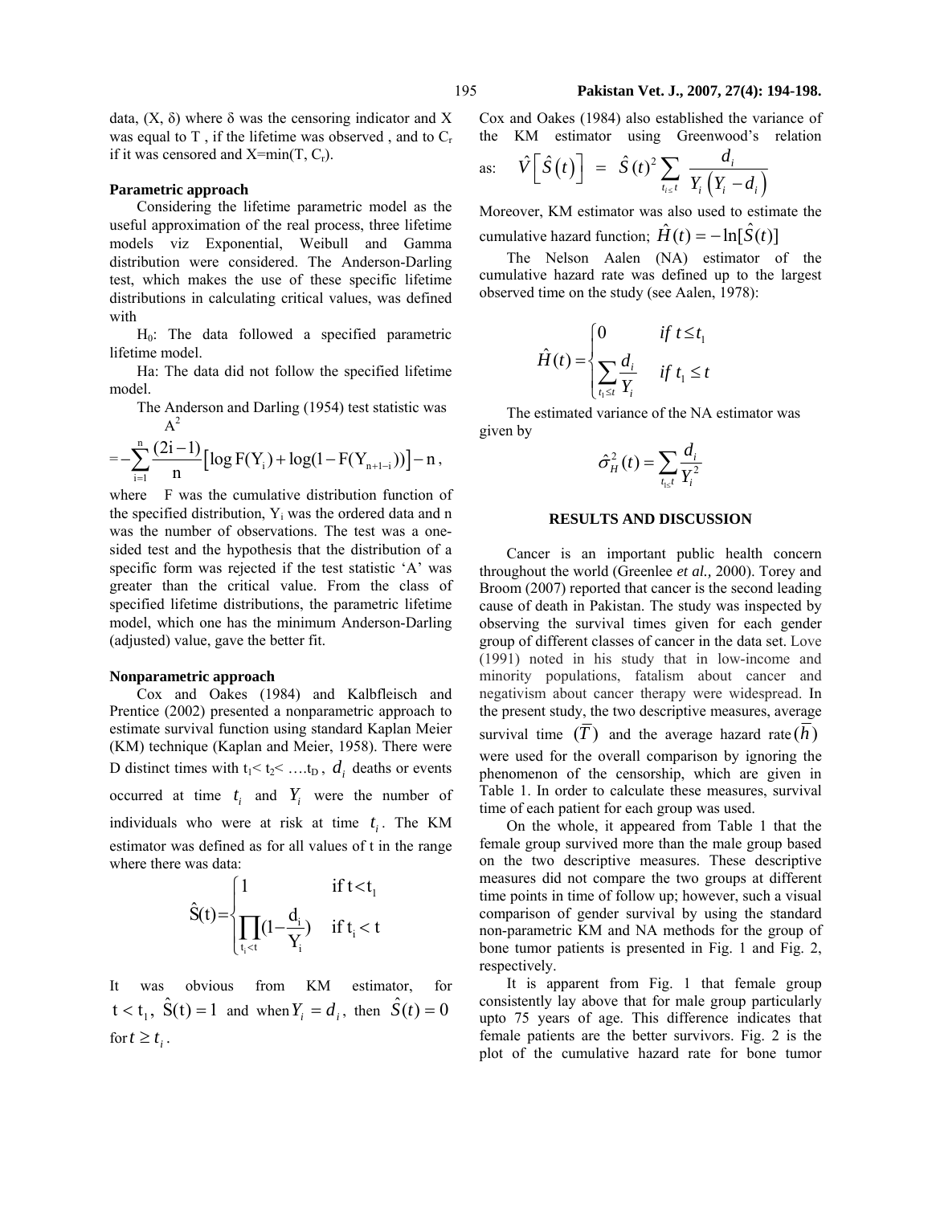data, (X, δ) where δ was the censoring indicator and X was equal to T , if the lifetime was observed , and to $C_r$ if it was censored and X=min(T, $C_r$).

**Parametric approach**

Considering the lifetime parametric model as the useful approximation of the real process, three lifetime models viz Exponential, Weibull and Gamma distribution were considered. The Anderson-Darling test, which makes the use of these specific lifetime distributions in calculating critical values, was defined with

$H_0$: The data followed a specified parametric lifetime model.

Ha: The data did not follow the specified lifetime model.

The Anderson and Darling (1954) test statistic was

$$A^2 = -\sum_{i=1}^{n} \frac{(2i-1)}{n}\left[\log F(Y_i) + \log(1 - F(Y_{n+1-i}))\right] - n,$$

where F was the cumulative distribution function of the specified distribution, $Y_i$ was the ordered data and n was the number of observations. The test was a one-sided test and the hypothesis that the distribution of a specific form was rejected if the test statistic 'A' was greater than the critical value. From the class of specified lifetime distributions, the parametric lifetime model, which one has the minimum Anderson-Darling (adjusted) value, gave the better fit.

**Nonparametric approach**

Cox and Oakes (1984) and Kalbfleisch and Prentice (2002) presented a nonparametric approach to estimate survival function using standard Kaplan Meier (KM) technique (Kaplan and Meier, 1958). There were D distinct times with $t_1 < t_2 < \ldots t_D$, $d_i$ deaths or events occurred at time $t_i$ and $Y_i$ were the number of individuals who were at risk at time $t_i$. The KM estimator was defined as for all values of t in the range where there was data:

$$\hat{S}(t) = \begin{cases} 1 & \text{if } t < t_1 \\ \prod_{t_i < t} \left(1 - \frac{d_i}{Y_i}\right) & \text{if } t_i < t \end{cases}$$

It was obvious from KM estimator, for $t < t_1$, $\hat{S}(t) = 1$ and when $Y_i = d_i$, then $\hat{S}(t) = 0$ for $t \geq t_i$.

Cox and Oakes (1984) also established the variance of the KM estimator using Greenwood's relation as: $\hat{V}\left[\hat{S}(t)\right] = \hat{S}(t)^2 \sum_{t_i \leq t} \frac{d_i}{Y_i\left(Y_i - d_i\right)}$

Moreover, KM estimator was also used to estimate the cumulative hazard function; $\hat{H}(t) = -\ln[\hat{S}(t)]$

The Nelson Aalen (NA) estimator of the cumulative hazard rate was defined up to the largest observed time on the study (see Aalen, 1978):

$$\hat{H}(t) = \begin{cases} 0 & \text{if } t \leq t_1 \\ \sum_{t_1 \leq t} \frac{d_i}{Y_i} & \text{if } t_1 \leq t \end{cases}$$

The estimated variance of the NA estimator was given by

$$\hat{\sigma}_H^2(t) = \sum_{t_i \leq t} \frac{d_i}{Y_i^2}$$

## RESULTS AND DISCUSSION

Cancer is an important public health concern throughout the world (Greenlee *et al.,* 2000). Torey and Broom (2007) reported that cancer is the second leading cause of death in Pakistan. The study was inspected by observing the survival times given for each gender group of different classes of cancer in the data set. Love (1991) noted in his study that in low-income and minority populations, fatalism about cancer and negativism about cancer therapy were widespread. In the present study, the two descriptive measures, average survival time $(\overline{T})$ and the average hazard rate $(\overline{h})$ were used for the overall comparison by ignoring the phenomenon of the censorship, which are given in Table 1. In order to calculate these measures, survival time of each patient for each group was used.

On the whole, it appeared from Table 1 that the female group survived more than the male group based on the two descriptive measures. These descriptive measures did not compare the two groups at different time points in time of follow up; however, such a visual comparison of gender survival by using the standard non-parametric KM and NA methods for the group of bone tumor patients is presented in Fig. 1 and Fig. 2, respectively.

It is apparent from Fig. 1 that female group consistently lay above that for male group particularly upto 75 years of age. This difference indicates that female patients are the better survivors. Fig. 2 is the plot of the cumulative hazard rate for bone tumor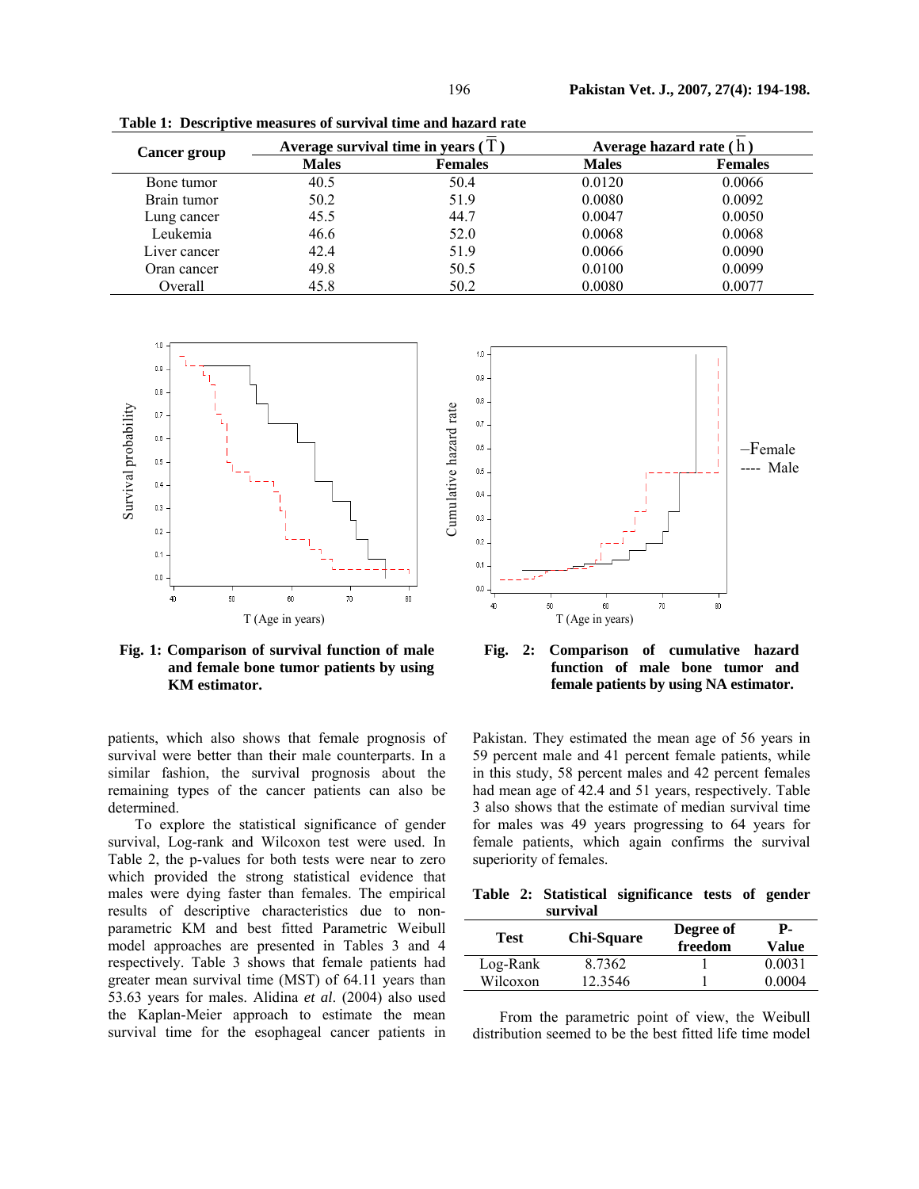**Table 1: Descriptive measures of survival time and hazard rate**

| Cancer group | Average survival time in years ($\bar{T}$) | | Average hazard rate ($\bar{h}$) | |
|---|---|---|---|---|
| | Males | Females | Males | Females |
| Bone tumor | 40.5 | 50.4 | 0.0120 | 0.0066 |
| Brain tumor | 50.2 | 51.9 | 0.0080 | 0.0092 |
| Lung cancer | 45.5 | 44.7 | 0.0047 | 0.0050 |
| Leukemia | 46.6 | 52.0 | 0.0068 | 0.0068 |
| Liver cancer | 42.4 | 51.9 | 0.0066 | 0.0090 |
| Oran cancer | 49.8 | 50.5 | 0.0100 | 0.0099 |
| Overall | 45.8 | 50.2 | 0.0080 | 0.0077 |

**Fig. 1: Comparison of survival function of male and female bone tumor patients by using KM estimator.**

**Fig. 2: Comparison of cumulative hazard function of male bone tumor and female patients by using NA estimator.**

patients, which also shows that female prognosis of survival were better than their male counterparts. In a similar fashion, the survival prognosis about the remaining types of the cancer patients can also be determined.

To explore the statistical significance of gender survival, Log-rank and Wilcoxon test were used. In Table 2, the p-values for both tests were near to zero which provided the strong statistical evidence that males were dying faster than females. The empirical results of descriptive characteristics due to non-parametric KM and best fitted Parametric Weibull model approaches are presented in Tables 3 and 4 respectively. Table 3 shows that female patients had greater mean survival time (MST) of 64.11 years than 53.63 years for males. Alidina *et al*. (2004) also used the Kaplan-Meier approach to estimate the mean survival time for the esophageal cancer patients in Pakistan. They estimated the mean age of 56 years in 59 percent male and 41 percent female patients, while in this study, 58 percent males and 42 percent females had mean age of 42.4 and 51 years, respectively. Table 3 also shows that the estimate of median survival time for males was 49 years progressing to 64 years for female patients, which again confirms the survival superiority of females.

**Table 2: Statistical significance tests of gender survival**

| Test | Chi-Square | Degree of freedom | P-Value |
|---|---|---|---|
| Log-Rank | 8.7362 | 1 | 0.0031 |
| Wilcoxon | 12.3546 | 1 | 0.0004 |

From the parametric point of view, the Weibull distribution seemed to be the best fitted life time model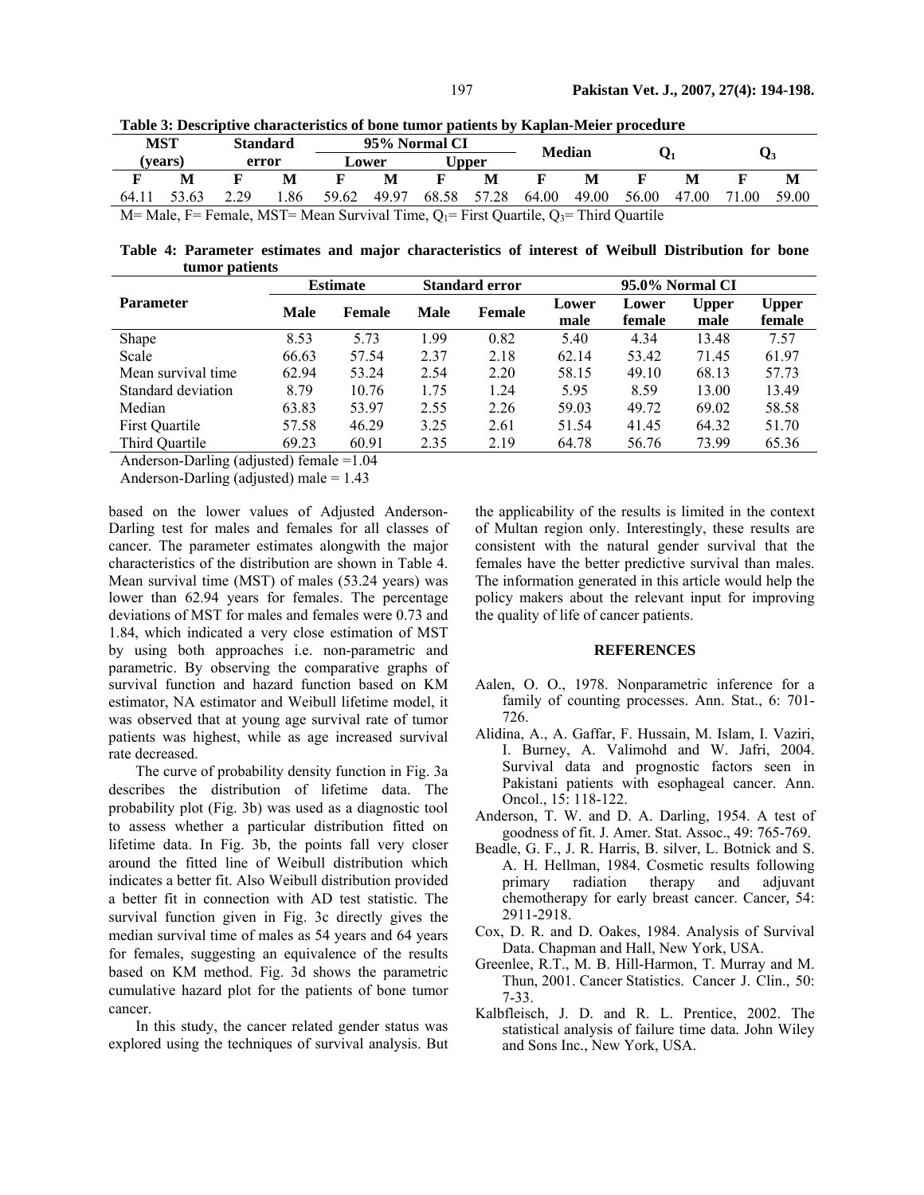**Table 3: Descriptive characteristics of bone tumor patients by Kaplan-Meier procedure**

| MST (years) | | Standard error | | 95% Normal CI | | | | Median | | $Q_1$ | | $Q_3$ | |
|---|---|---|---|---|---|---|---|---|---|---|---|---|---|
| | | | | Lower | | Upper | | | | | | | |
| F | M | F | M | F | M | F | M | F | M | F | M | F | M |
| 64.11 | 53.63 | 2.29 | 1.86 | 59.62 | 49.97 | 68.58 | 57.28 | 64.00 | 49.00 | 56.00 | 47.00 | 71.00 | 59.00 |

M= Male, F= Female, MST= Mean Survival Time, $Q_1$= First Quartile, $Q_3$= Third Quartile

**Table 4: Parameter estimates and major characteristics of interest of Weibull Distribution for bone tumor patients**

| Parameter | Estimate | | Standard error | | 95.0% Normal CI | | | |
|---|---|---|---|---|---|---|---|---|
| | Male | Female | Male | Female | Lower male | Lower female | Upper male | Upper female |
| Shape | 8.53 | 5.73 | 1.99 | 0.82 | 5.40 | 4.34 | 13.48 | 7.57 |
| Scale | 66.63 | 57.54 | 2.37 | 2.18 | 62.14 | 53.42 | 71.45 | 61.97 |
| Mean survival time | 62.94 | 53.24 | 2.54 | 2.20 | 58.15 | 49.10 | 68.13 | 57.73 |
| Standard deviation | 8.79 | 10.76 | 1.75 | 1.24 | 5.95 | 8.59 | 13.00 | 13.49 |
| Median | 63.83 | 53.97 | 2.55 | 2.26 | 59.03 | 49.72 | 69.02 | 58.58 |
| First Quartile | 57.58 | 46.29 | 3.25 | 2.61 | 51.54 | 41.45 | 64.32 | 51.70 |
| Third Quartile | 69.23 | 60.91 | 2.35 | 2.19 | 64.78 | 56.76 | 73.99 | 65.36 |

Anderson-Darling (adjusted) female =1.04

Anderson-Darling (adjusted) male = 1.43

based on the lower values of Adjusted Anderson-Darling test for males and females for all classes of cancer. The parameter estimates alongwith the major characteristics of the distribution are shown in Table 4. Mean survival time (MST) of males (53.24 years) was lower than 62.94 years for females. The percentage deviations of MST for males and females were 0.73 and 1.84, which indicated a very close estimation of MST by using both approaches i.e. non-parametric and parametric. By observing the comparative graphs of survival function and hazard function based on KM estimator, NA estimator and Weibull lifetime model, it was observed that at young age survival rate of tumor patients was highest, while as age increased survival rate decreased.

The curve of probability density function in Fig. 3a describes the distribution of lifetime data. The probability plot (Fig. 3b) was used as a diagnostic tool to assess whether a particular distribution fitted on lifetime data. In Fig. 3b, the points fall very closer around the fitted line of Weibull distribution which indicates a better fit. Also Weibull distribution provided a better fit in connection with AD test statistic. The survival function given in Fig. 3c directly gives the median survival time of males as 54 years and 64 years for females, suggesting an equivalence of the results based on KM method. Fig. 3d shows the parametric cumulative hazard plot for the patients of bone tumor cancer.

In this study, the cancer related gender status was explored using the techniques of survival analysis. But the applicability of the results is limited in the context of Multan region only. Interestingly, these results are consistent with the natural gender survival that the females have the better predictive survival than males. The information generated in this article would help the policy makers about the relevant input for improving the quality of life of cancer patients.

## REFERENCES

- Aalen, O. O., 1978. Nonparametric inference for a family of counting processes. Ann. Stat., 6: 701-726.
- Alidina, A., A. Gaffar, F. Hussain, M. Islam, I. Vaziri, I. Burney, A. Valimohd and W. Jafri, 2004. Survival data and prognostic factors seen in Pakistani patients with esophageal cancer. Ann. Oncol., 15: 118-122.
- Anderson, T. W. and D. A. Darling, 1954. A test of goodness of fit. J. Amer. Stat. Assoc., 49: 765-769.
- Beadle, G. F., J. R. Harris, B. silver, L. Botnick and S. A. H. Hellman, 1984. Cosmetic results following primary radiation therapy and adjuvant chemotherapy for early breast cancer. Cancer, 54: 2911-2918.
- Cox, D. R. and D. Oakes, 1984. Analysis of Survival Data. Chapman and Hall, New York, USA.
- Greenlee, R.T., M. B. Hill-Harmon, T. Murray and M. Thun, 2001. Cancer Statistics. Cancer J. Clin., 50: 7-33.
- Kalbfleisch, J. D. and R. L. Prentice, 2002. The statistical analysis of failure time data. John Wiley and Sons Inc., New York, USA.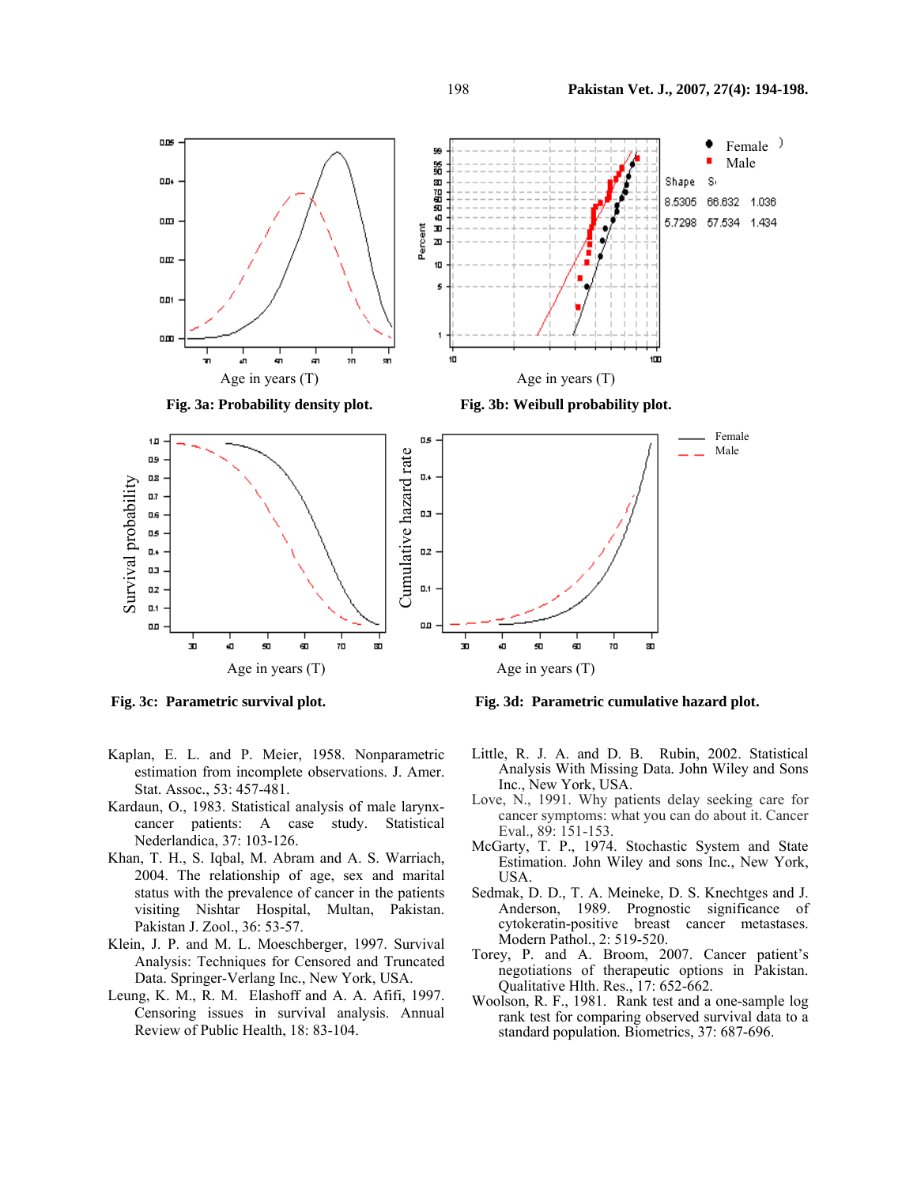Age in years (T)

**Fig. 3a: Probability density plot.**

Female
Male

Shape Sc
8.5305 66.632 1.036
5.7298 57.534 1.434

Percent

Age in years (T)

**Fig. 3b: Weibull probability plot.**

Survival probability

Age in years (T)

**Fig. 3c: Parametric survival plot.**

Cumulative hazard rate

Female
Male

Age in years (T)

**Fig. 3d: Parametric cumulative hazard plot.**

Kaplan, E. L. and P. Meier, 1958. Nonparametric estimation from incomplete observations. J. Amer. Stat. Assoc., 53: 457-481.

Kardaun, O., 1983. Statistical analysis of male larynx-cancer patients: A case study. Statistical Nederlandica, 37: 103-126.

Khan, T. H., S. Iqbal, M. Abram and A. S. Warriach, 2004. The relationship of age, sex and marital status with the prevalence of cancer in the patients visiting Nishtar Hospital, Multan, Pakistan. Pakistan J. Zool., 36: 53-57.

Klein, J. P. and M. L. Moeschberger, 1997. Survival Analysis: Techniques for Censored and Truncated Data. Springer-Verlang Inc., New York, USA.

Leung, K. M., R. M. Elashoff and A. A. Afifi, 1997. Censoring issues in survival analysis. Annual Review of Public Health, 18: 83-104.

Little, R. J. A. and D. B. Rubin, 2002. Statistical Analysis With Missing Data. John Wiley and Sons Inc., New York, USA.

Love, N., 1991. Why patients delay seeking care for cancer symptoms: what you can do about it. Cancer Eval., 89: 151-153.

McGarty, T. P., 1974. Stochastic System and State Estimation. John Wiley and sons Inc., New York, USA.

Sedmak, D. D., T. A. Meineke, D. S. Knechtges and J. Anderson, 1989. Prognostic significance of cytokeratin-positive breast cancer metastases. Modern Pathol., 2: 519-520.

Torey, P. and A. Broom, 2007. Cancer patient's negotiations of therapeutic options in Pakistan. Qualitative Hlth. Res., 17: 652-662.

Woolson, R. F., 1981. Rank test and a one-sample log rank test for comparing observed survival data to a standard population. Biometrics, 37: 687-696.